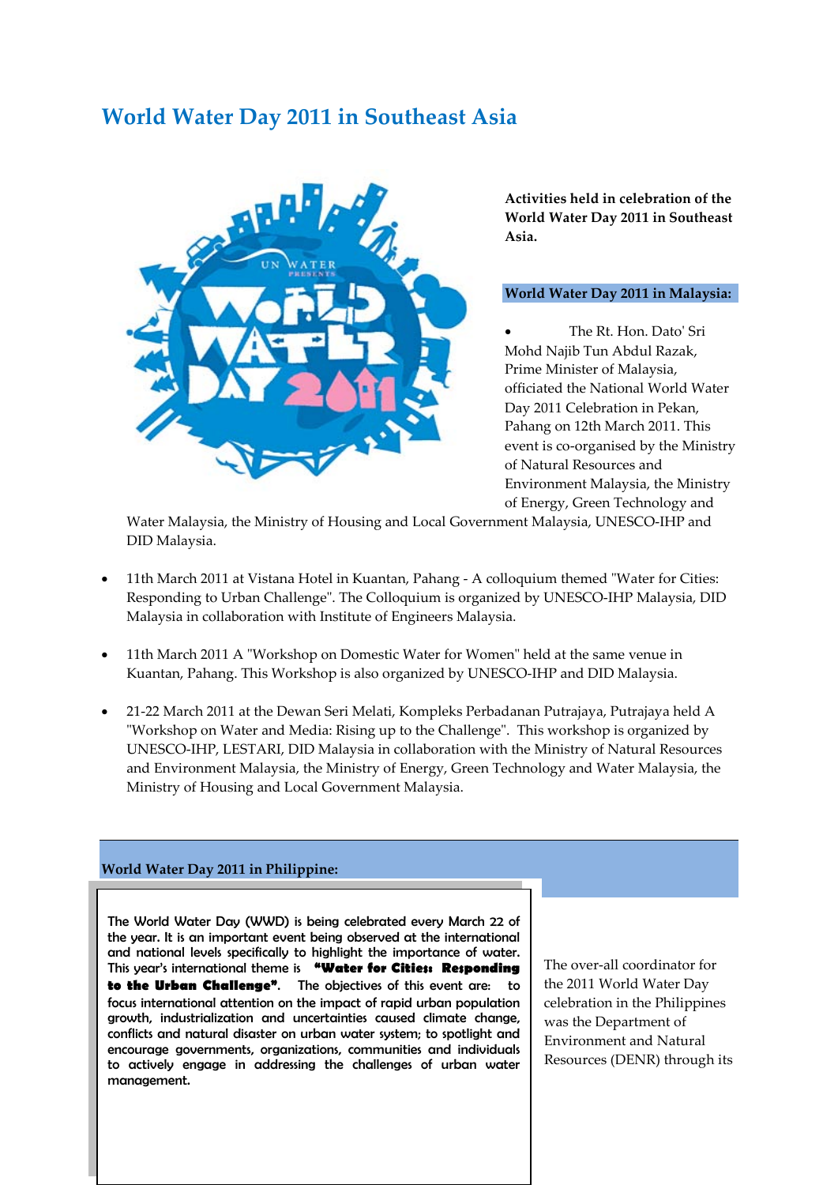# World Water Day 2011 in Southeast Asia

**Activities held in celebration of the World Water Day 2011 in Southeast Asia.**

## World Water Day 2011 in Malaysia:

- The Rt. Hon. Dato' Sri Mohd Najib Tun Abdul Razak, Prime Minister of Malaysia, officiated the National World Water Day 2011 Celebration in Pekan, Pahang on 12th March 2011. This event is co-organised by the Ministry of Natural Resources and Environment Malaysia, the Ministry of Energy, Green Technology and Water Malaysia, the Ministry of Housing and Local Government Malaysia, UNESCO-IHP and DID Malaysia.

- 11th March 2011 at Vistana Hotel in Kuantan, Pahang - A colloquium themed "Water for Cities: Responding to Urban Challenge". The Colloquium is organized by UNESCO-IHP Malaysia, DID Malaysia in collaboration with Institute of Engineers Malaysia.

- 11th March 2011 A "Workshop on Domestic Water for Women" held at the same venue in Kuantan, Pahang. This Workshop is also organized by UNESCO-IHP and DID Malaysia.

- 21-22 March 2011 at the Dewan Seri Melati, Kompleks Perbadanan Putrajaya, Putrajaya held A "Workshop on Water and Media: Rising up to the Challenge". This workshop is organized by UNESCO-IHP, LESTARI, DID Malaysia in collaboration with the Ministry of Natural Resources and Environment Malaysia, the Ministry of Energy, Green Technology and Water Malaysia, the Ministry of Housing and Local Government Malaysia.

## World Water Day 2011 in Philippine:

The World Water Day (WWD) is being celebrated every March 22 of the year. It is an important event being observed at the international and national levels specifically to highlight the importance of water. This year's international theme is **"Water for Cities: Responding to the Urban Challenge"**. The objectives of this event are: to focus international attention on the impact of rapid urban population growth, industrialization and uncertainties caused climate change, conflicts and natural disaster on urban water system; to spotlight and encourage governments, organizations, communities and individuals to actively engage in addressing the challenges of urban water management.

The over-all coordinator for the 2011 World Water Day celebration in the Philippines was the Department of Environment and Natural Resources (DENR) through its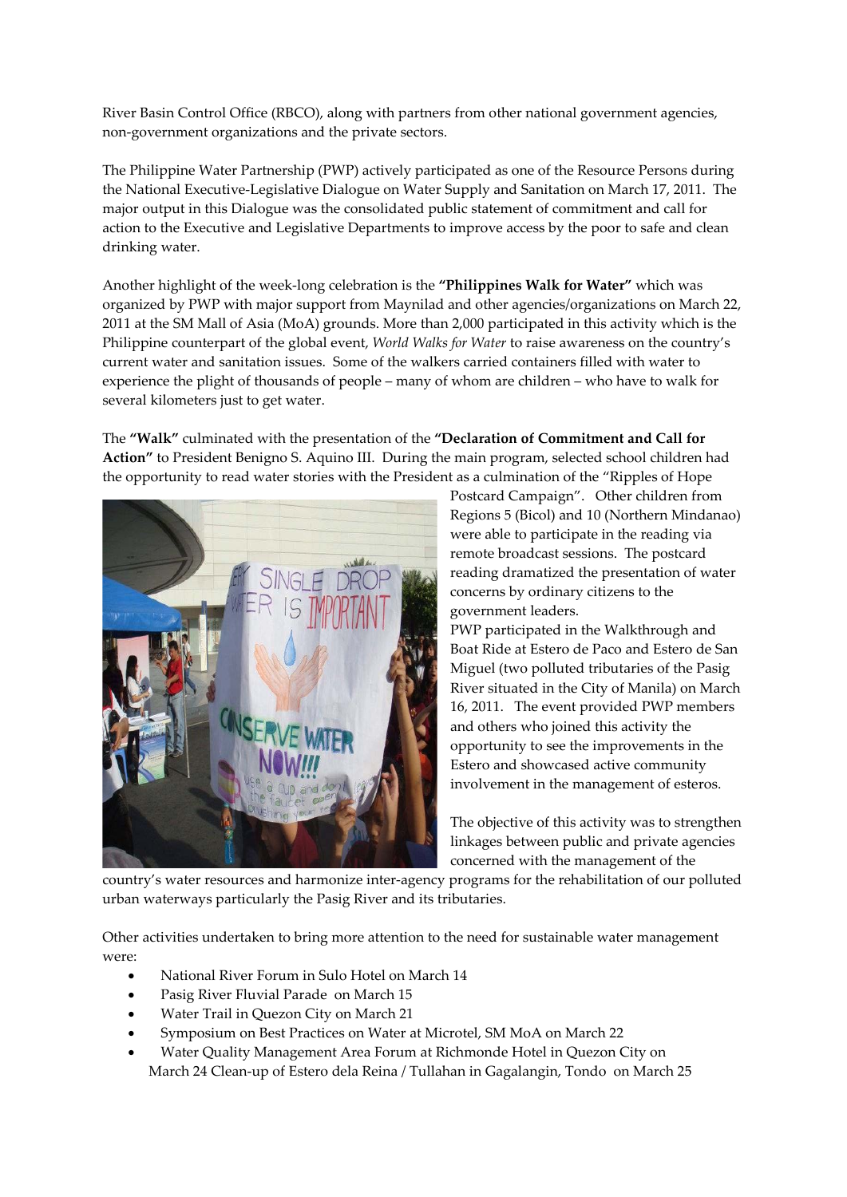River Basin Control Office (RBCO), along with partners from other national government agencies, non-government organizations and the private sectors.

The Philippine Water Partnership (PWP) actively participated as one of the Resource Persons during the National Executive-Legislative Dialogue on Water Supply and Sanitation on March 17, 2011. The major output in this Dialogue was the consolidated public statement of commitment and call for action to the Executive and Legislative Departments to improve access by the poor to safe and clean drinking water.

Another highlight of the week-long celebration is the **"Philippines Walk for Water"** which was organized by PWP with major support from Maynilad and other agencies/organizations on March 22, 2011 at the SM Mall of Asia (MoA) grounds. More than 2,000 participated in this activity which is the Philippine counterpart of the global event, *World Walks for Water* to raise awareness on the country's current water and sanitation issues. Some of the walkers carried containers filled with water to experience the plight of thousands of people – many of whom are children – who have to walk for several kilometers just to get water.

The **"Walk"** culminated with the presentation of the **"Declaration of Commitment and Call for Action"** to President Benigno S. Aquino III. During the main program, selected school children had the opportunity to read water stories with the President as a culmination of the "Ripples of Hope Postcard Campaign". Other children from Regions 5 (Bicol) and 10 (Northern Mindanao) were able to participate in the reading via remote broadcast sessions. The postcard reading dramatized the presentation of water concerns by ordinary citizens to the government leaders.

PWP participated in the Walkthrough and Boat Ride at Estero de Paco and Estero de San Miguel (two polluted tributaries of the Pasig River situated in the City of Manila) on March 16, 2011. The event provided PWP members and others who joined this activity the opportunity to see the improvements in the Estero and showcased active community involvement in the management of esteros.

The objective of this activity was to strengthen linkages between public and private agencies concerned with the management of the country's water resources and harmonize inter-agency programs for the rehabilitation of our polluted urban waterways particularly the Pasig River and its tributaries.

Other activities undertaken to bring more attention to the need for sustainable water management were:

- National River Forum in Sulo Hotel on March 14
- Pasig River Fluvial Parade on March 15
- Water Trail in Quezon City on March 21
- Symposium on Best Practices on Water at Microtel, SM MoA on March 22
- Water Quality Management Area Forum at Richmonde Hotel in Quezon City on March 24 Clean-up of Estero dela Reina / Tullahan in Gagalangin, Tondo on March 25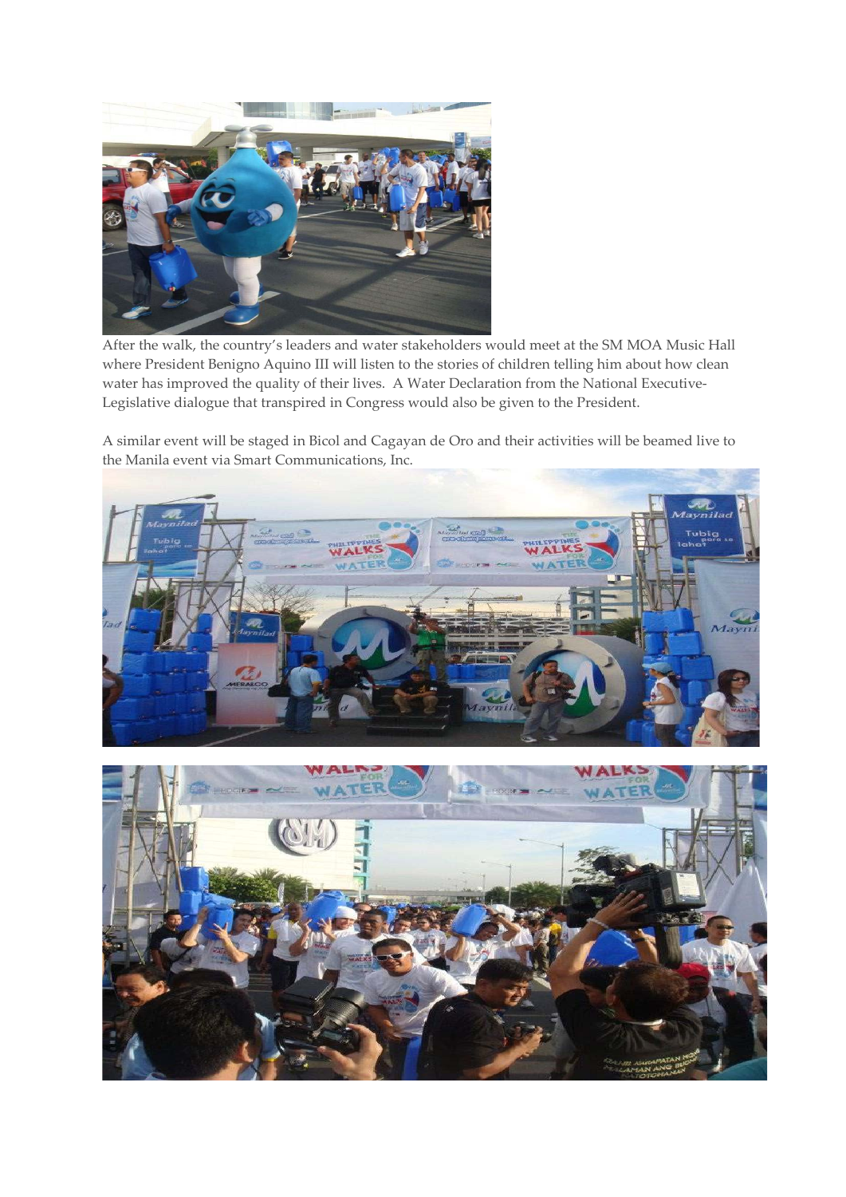After the walk, the country's leaders and water stakeholders would meet at the SM MOA Music Hall where President Benigno Aquino III will listen to the stories of children telling him about how clean water has improved the quality of their lives. A Water Declaration from the National Executive-Legislative dialogue that transpired in Congress would also be given to the President.

A similar event will be staged in Bicol and Cagayan de Oro and their activities will be beamed live to the Manila event via Smart Communications, Inc.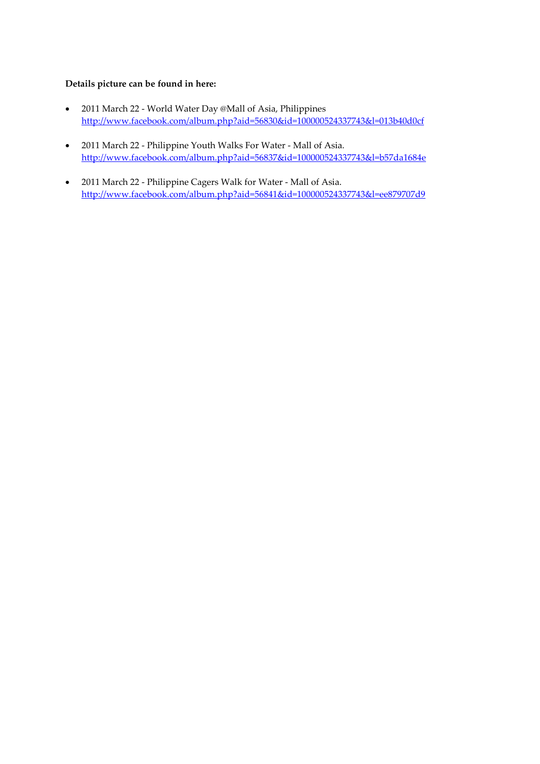**Details picture can be found in here:**

- 2011 March 22 - World Water Day @Mall of Asia, Philippines
  http://www.facebook.com/album.php?aid=56830&id=100000524337743&l=013b40d0cf

- 2011 March 22 - Philippine Youth Walks For Water - Mall of Asia.
  http://www.facebook.com/album.php?aid=56837&id=100000524337743&l=b57da1684e

- 2011 March 22 - Philippine Cagers Walk for Water - Mall of Asia.
  http://www.facebook.com/album.php?aid=56841&id=100000524337743&l=ee879707d9